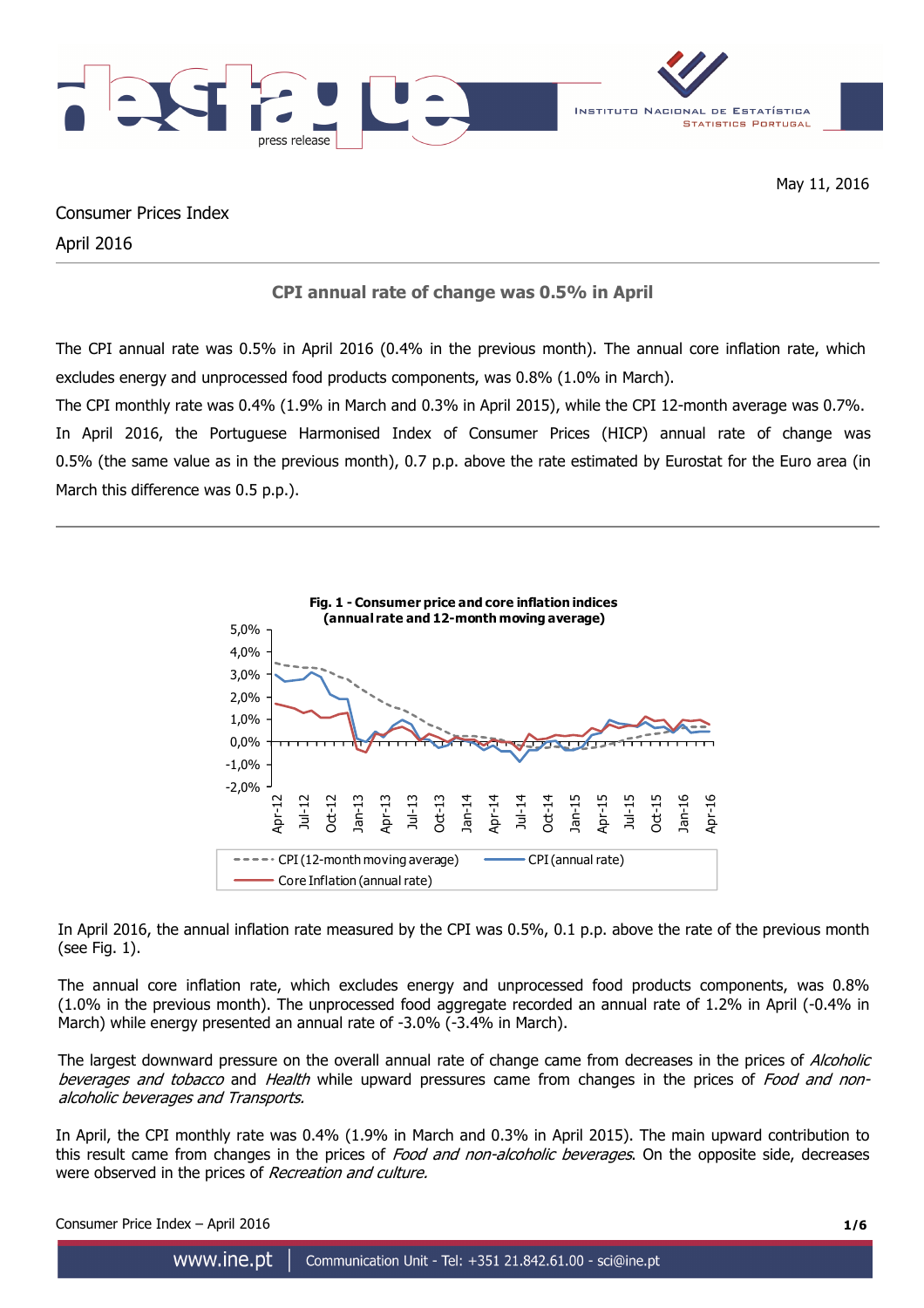May 11, 2016

Consumer Prices Index

April 2016

## CPI annual rate of change was 0.5% in April

The CPI annual rate was 0.5% in April 2016 (0.4% in the previous month). The annual core inflation rate, which excludes energy and unprocessed food products components, was 0.8% (1.0% in March).

The CPI monthly rate was 0.4% (1.9% in March and 0.3% in April 2015), while the CPI 12-month average was 0.7%.

In April 2016, the Portuguese Harmonised Index of Consumer Prices (HICP) annual rate of change was 0.5% (the same value as in the previous month), 0.7 p.p. above the rate estimated by Eurostat for the Euro area (in March this difference was 0.5 p.p.).

**Fig. 1 - Consumer price and core inflation indices (annual rate and 12-month moving average)**

In April 2016, the annual inflation rate measured by the CPI was 0.5%, 0.1 p.p. above the rate of the previous month (see Fig. 1).

The annual core inflation rate, which excludes energy and unprocessed food products components, was 0.8% (1.0% in the previous month). The unprocessed food aggregate recorded an annual rate of 1.2% in April (-0.4% in March) while energy presented an annual rate of -3.0% (-3.4% in March).

The largest downward pressure on the overall annual rate of change came from decreases in the prices of *Alcoholic beverages and tobacco* and *Health* while upward pressures came from changes in the prices of *Food and non-alcoholic beverages and Transports.*

In April, the CPI monthly rate was 0.4% (1.9% in March and 0.3% in April 2015). The main upward contribution to this result came from changes in the prices of *Food and non-alcoholic beverages*. On the opposite side, decreases were observed in the prices of *Recreation and culture.*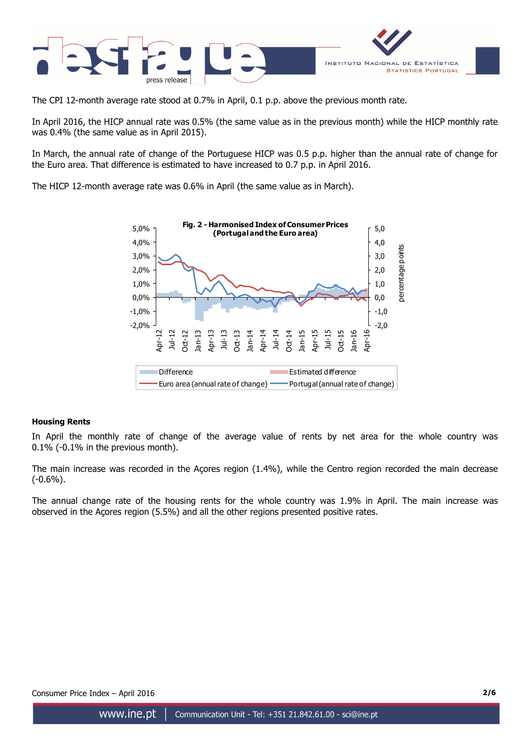The CPI 12-month average rate stood at 0.7% in April, 0.1 p.p. above the previous month rate.

In April 2016, the HICP annual rate was 0.5% (the same value as in the previous month) while the HICP monthly rate was 0.4% (the same value as in April 2015).

In March, the annual rate of change of the Portuguese HICP was 0.5 p.p. higher than the annual rate of change for the Euro area. That difference is estimated to have increased to 0.7 p.p. in April 2016.

The HICP 12-month average rate was 0.6% in April (the same value as in March).

**Fig. 2 - Harmonised Index of Consumer Prices (Portugal and the Euro area)**

### Housing Rents

In April the monthly rate of change of the average value of rents by net area for the whole country was 0.1% (-0.1% in the previous month).

The main increase was recorded in the Açores region (1.4%), while the Centro region recorded the main decrease (-0.6%).

The annual change rate of the housing rents for the whole country was 1.9% in April. The main increase was observed in the Açores region (5.5%) and all the other regions presented positive rates.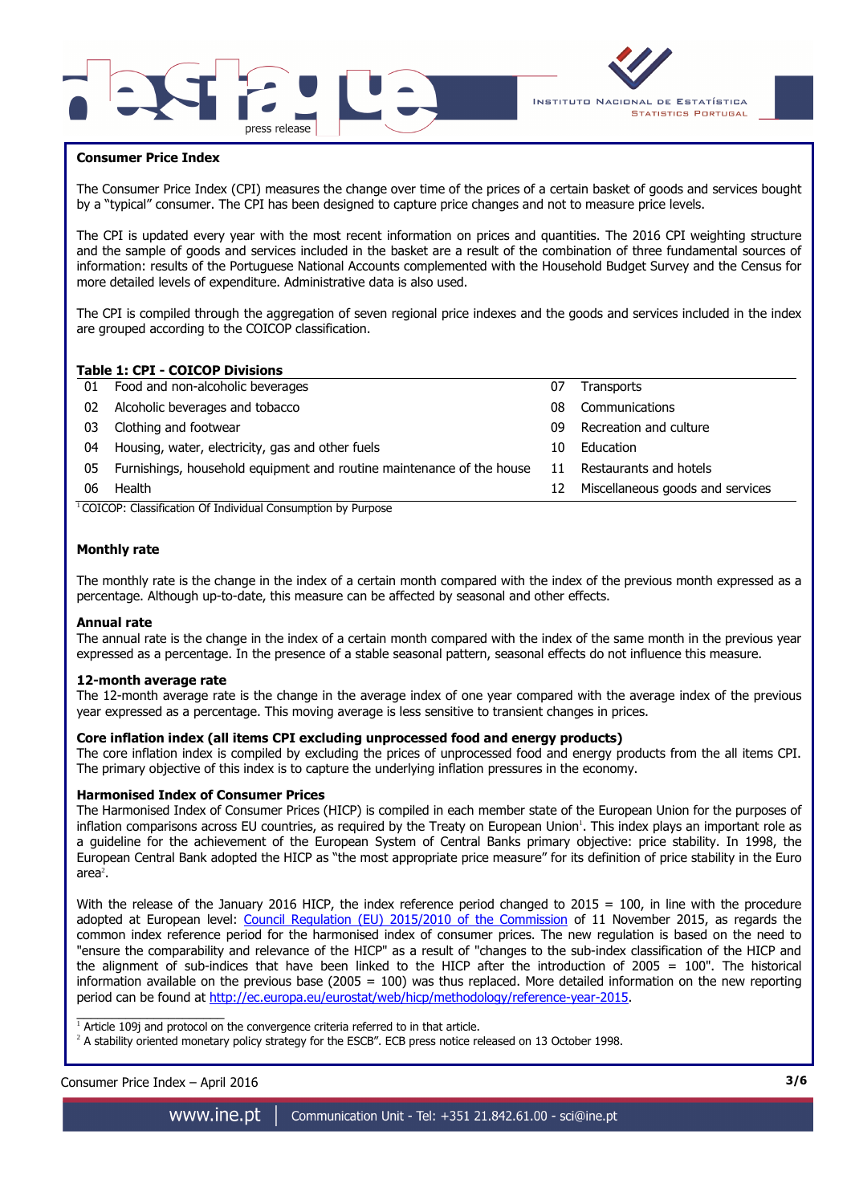## Consumer Price Index

The Consumer Price Index (CPI) measures the change over time of the prices of a certain basket of goods and services bought by a "typical" consumer. The CPI has been designed to capture price changes and not to measure price levels.

The CPI is updated every year with the most recent information on prices and quantities. The 2016 CPI weighting structure and the sample of goods and services included in the basket are a result of the combination of three fundamental sources of information: results of the Portuguese National Accounts complemented with the Household Budget Survey and the Census for more detailed levels of expenditure. Administrative data is also used.

The CPI is compiled through the aggregation of seven regional price indexes and the goods and services included in the index are grouped according to the COICOP classification.

**Table 1: CPI - COICOP Divisions**

| | | | |
|---|---|---|---|
| 01 | Food and non-alcoholic beverages | 07 | Transports |
| 02 | Alcoholic beverages and tobacco | 08 | Communications |
| 03 | Clothing and footwear | 09 | Recreation and culture |
| 04 | Housing, water, electricity, gas and other fuels | 10 | Education |
| 05 | Furnishings, household equipment and routine maintenance of the house | 11 | Restaurants and hotels |
| 06 | Health | 12 | Miscellaneous goods and services |

[1] COICOP: Classification Of Individual Consumption by Purpose

### Monthly rate

The monthly rate is the change in the index of a certain month compared with the index of the previous month expressed as a percentage. Although up-to-date, this measure can be affected by seasonal and other effects.

### Annual rate

The annual rate is the change in the index of a certain month compared with the index of the same month in the previous year expressed as a percentage. In the presence of a stable seasonal pattern, seasonal effects do not influence this measure.

### 12-month average rate

The 12-month average rate is the change in the average index of one year compared with the average index of the previous year expressed as a percentage. This moving average is less sensitive to transient changes in prices.

### Core inflation index (all items CPI excluding unprocessed food and energy products)

The core inflation index is compiled by excluding the prices of unprocessed food and energy products from the all items CPI. The primary objective of this index is to capture the underlying inflation pressures in the economy.

### Harmonised Index of Consumer Prices

The Harmonised Index of Consumer Prices (HICP) is compiled in each member state of the European Union for the purposes of inflation comparisons across EU countries, as required by the Treaty on European Union[1]. This index plays an important role as a guideline for the achievement of the European System of Central Banks primary objective: price stability. In 1998, the European Central Bank adopted the HICP as "the most appropriate price measure" for its definition of price stability in the Euro area[2].

With the release of the January 2016 HICP, the index reference period changed to 2015 = 100, in line with the procedure adopted at European level: Council Regulation (EU) 2015/2010 of the Commission of 11 November 2015, as regards the common index reference period for the harmonised index of consumer prices. The new regulation is based on the need to "ensure the comparability and relevance of the HICP" as a result of "changes to the sub-index classification of the HICP and the alignment of sub-indices that have been linked to the HICP after the introduction of 2005 = 100". The historical information available on the previous base (2005 = 100) was thus replaced. More detailed information on the new reporting period can be found at http://ec.europa.eu/eurostat/web/hicp/methodology/reference-year-2015.

[1] Article 109j and protocol on the convergence criteria referred to in that article.

[2] A stability oriented monetary policy strategy for the ESCB". ECB press notice released on 13 October 1998.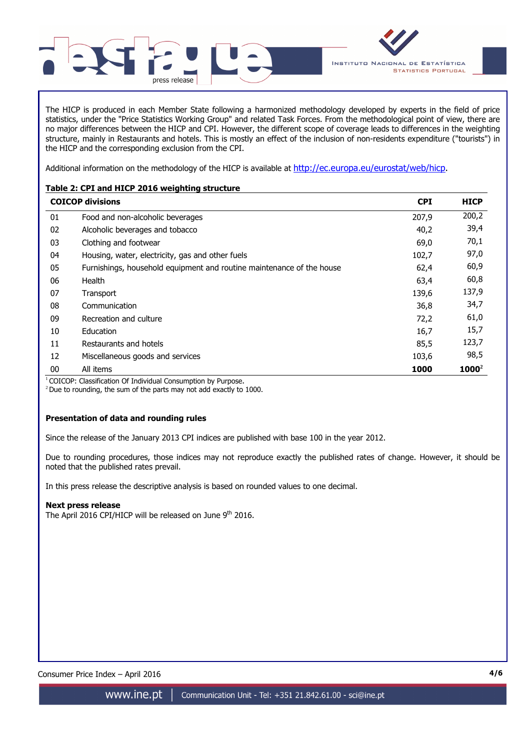The HICP is produced in each Member State following a harmonized methodology developed by experts in the field of price statistics, under the "Price Statistics Working Group" and related Task Forces. From the methodological point of view, there are no major differences between the HICP and CPI. However, the different scope of coverage leads to differences in the weighting structure, mainly in Restaurants and hotels. This is mostly an effect of the inclusion of non-residents expenditure ("tourists") in the HICP and the corresponding exclusion from the CPI.

Additional information on the methodology of the HICP is available at http://ec.europa.eu/eurostat/web/hicp.

**Table 2: CPI and HICP 2016 weighting structure**

| COICOP divisions | | CPI | HICP |
|---|---|---|---|
| 01 | Food and non-alcoholic beverages | 207,9 | 200,2 |
| 02 | Alcoholic beverages and tobacco | 40,2 | 39,4 |
| 03 | Clothing and footwear | 69,0 | 70,1 |
| 04 | Housing, water, electricity, gas and other fuels | 102,7 | 97,0 |
| 05 | Furnishings, household equipment and routine maintenance of the house | 62,4 | 60,9 |
| 06 | Health | 63,4 | 60,8 |
| 07 | Transport | 139,6 | 137,9 |
| 08 | Communication | 36,8 | 34,7 |
| 09 | Recreation and culture | 72,2 | 61,0 |
| 10 | Education | 16,7 | 15,7 |
| 11 | Restaurants and hotels | 85,5 | 123,7 |
| 12 | Miscellaneous goods and services | 103,6 | 98,5 |
| 00 | All items | **1000** | **1000**[2] |

[1] COICOP: Classification Of Individual Consumption by Purpose.
[2] Due to rounding, the sum of the parts may not add exactly to 1000.

### Presentation of data and rounding rules

Since the release of the January 2013 CPI indices are published with base 100 in the year 2012.

Due to rounding procedures, those indices may not reproduce exactly the published rates of change. However, it should be noted that the published rates prevail.

In this press release the descriptive analysis is based on rounded values to one decimal.

**Next press release**
The April 2016 CPI/HICP will be released on June 9th 2016.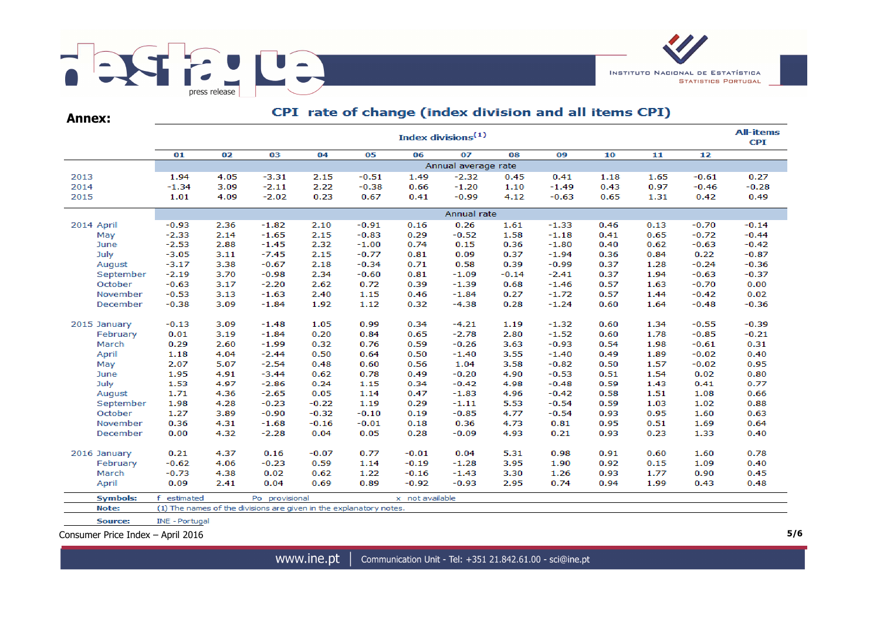**Annex:**

## CPI rate of change (index division and all items CPI)

| | Index divisions(1) | | | | | | | | | | | | All-items CPI |
|---|---|---|---|---|---|---|---|---|---|---|---|---|---|
| | 01 | 02 | 03 | 04 | 05 | 06 | 07 | 08 | 09 | 10 | 11 | 12 | |
| | Annual average rate | | | | | | | | | | | | |
| 2013 | 1.94 | 4.05 | -3.31 | 2.15 | -0.51 | 1.49 | -2.32 | 0.45 | 0.41 | 1.18 | 1.65 | -0.61 | 0.27 |
| 2014 | -1.34 | 3.09 | -2.11 | 2.22 | -0.38 | 0.66 | -1.20 | 1.10 | -1.49 | 0.43 | 0.97 | -0.46 | -0.28 |
| 2015 | 1.01 | 4.09 | -2.02 | 0.23 | 0.67 | 0.41 | -0.99 | 4.12 | -0.63 | 0.65 | 1.31 | 0.42 | 0.49 |
| | Annual rate | | | | | | | | | | | | |
| 2014 April | -0.93 | 2.36 | -1.82 | 2.10 | -0.91 | 0.16 | 0.26 | 1.61 | -1.33 | 0.46 | 0.13 | -0.70 | -0.14 |
| May | -2.33 | 2.14 | -1.65 | 2.15 | -0.83 | 0.29 | -0.52 | 1.58 | -1.18 | 0.41 | 0.65 | -0.72 | -0.44 |
| June | -2.53 | 2.88 | -1.45 | 2.32 | -1.00 | 0.74 | 0.15 | 0.36 | -1.80 | 0.40 | 0.62 | -0.63 | -0.42 |
| July | -3.05 | 3.11 | -7.45 | 2.15 | -0.77 | 0.81 | 0.09 | 0.37 | -1.94 | 0.36 | 0.84 | 0.22 | -0.87 |
| August | -3.17 | 3.38 | -0.67 | 2.18 | -0.34 | 0.71 | 0.58 | 0.39 | -0.99 | 0.37 | 1.28 | -0.24 | -0.36 |
| September | -2.19 | 3.70 | -0.98 | 2.34 | -0.60 | 0.81 | -1.09 | -0.14 | -2.41 | 0.37 | 1.94 | -0.63 | -0.37 |
| October | -0.63 | 3.17 | -2.20 | 2.62 | 0.72 | 0.39 | -1.39 | 0.68 | -1.46 | 0.57 | 1.63 | -0.70 | 0.00 |
| November | -0.53 | 3.13 | -1.63 | 2.40 | 1.15 | 0.46 | -1.84 | 0.27 | -1.72 | 0.57 | 1.44 | -0.42 | 0.02 |
| December | -0.38 | 3.09 | -1.84 | 1.92 | 1.12 | 0.32 | -4.38 | 0.28 | -1.24 | 0.60 | 1.64 | -0.48 | -0.36 |
| 2015 January | -0.13 | 3.09 | -1.48 | 1.05 | 0.99 | 0.34 | -4.21 | 1.19 | -1.32 | 0.60 | 1.34 | -0.55 | -0.39 |
| February | 0.01 | 3.19 | -1.84 | 0.20 | 0.84 | 0.65 | -2.78 | 2.80 | -1.52 | 0.60 | 1.78 | -0.85 | -0.21 |
| March | 0.29 | 2.60 | -1.99 | 0.32 | 0.76 | 0.59 | -0.26 | 3.63 | -0.93 | 0.54 | 1.98 | -0.61 | 0.31 |
| April | 1.18 | 4.04 | -2.44 | 0.50 | 0.64 | 0.50 | -1.40 | 3.55 | -1.40 | 0.49 | 1.89 | -0.02 | 0.40 |
| May | 2.07 | 5.07 | -2.54 | 0.48 | 0.60 | 0.56 | 1.04 | 3.58 | -0.82 | 0.50 | 1.57 | -0.02 | 0.95 |
| June | 1.95 | 4.91 | -3.44 | 0.62 | 0.78 | 0.49 | -0.20 | 4.90 | -0.53 | 0.51 | 1.54 | 0.02 | 0.80 |
| July | 1.53 | 4.97 | -2.86 | 0.24 | 1.15 | 0.34 | -0.42 | 4.98 | -0.48 | 0.59 | 1.43 | 0.41 | 0.77 |
| August | 1.71 | 4.36 | -2.65 | 0.05 | 1.14 | 0.47 | -1.83 | 4.96 | -0.42 | 0.58 | 1.51 | 1.08 | 0.66 |
| September | 1.98 | 4.28 | -0.23 | -0.22 | 1.19 | 0.29 | -1.11 | 5.53 | -0.54 | 0.59 | 1.03 | 1.02 | 0.88 |
| October | 1.27 | 3.89 | -0.90 | -0.32 | -0.10 | 0.19 | -0.85 | 4.77 | -0.54 | 0.93 | 0.95 | 1.60 | 0.63 |
| November | 0.36 | 4.31 | -1.68 | -0.16 | -0.01 | 0.18 | 0.36 | 4.73 | 0.81 | 0.95 | 0.51 | 1.69 | 0.64 |
| December | 0.00 | 4.32 | -2.28 | 0.04 | 0.05 | 0.28 | -0.09 | 4.93 | 0.21 | 0.93 | 0.23 | 1.33 | 0.40 |
| 2016 January | 0.21 | 4.37 | 0.16 | -0.07 | 0.77 | -0.01 | 0.04 | 5.31 | 0.98 | 0.91 | 0.60 | 1.60 | 0.78 |
| February | -0.62 | 4.06 | -0.23 | 0.59 | 1.14 | -0.19 | -1.28 | 3.95 | 1.90 | 0.92 | 0.15 | 1.09 | 0.40 |
| March | -0.73 | 4.38 | 0.02 | 0.62 | 1.22 | -0.16 | -1.43 | 3.30 | 1.26 | 0.93 | 1.77 | 0.90 | 0.45 |
| April | 0.09 | 2.41 | 0.04 | 0.69 | 0.89 | -0.92 | -0.93 | 2.95 | 0.74 | 0.94 | 1.99 | 0.43 | 0.48 |

**Symbols:** f estimated Po provisional x not available

**Note:** (1) The names of the divisions are given in the explanatory notes.

**Source:** INE - Portugal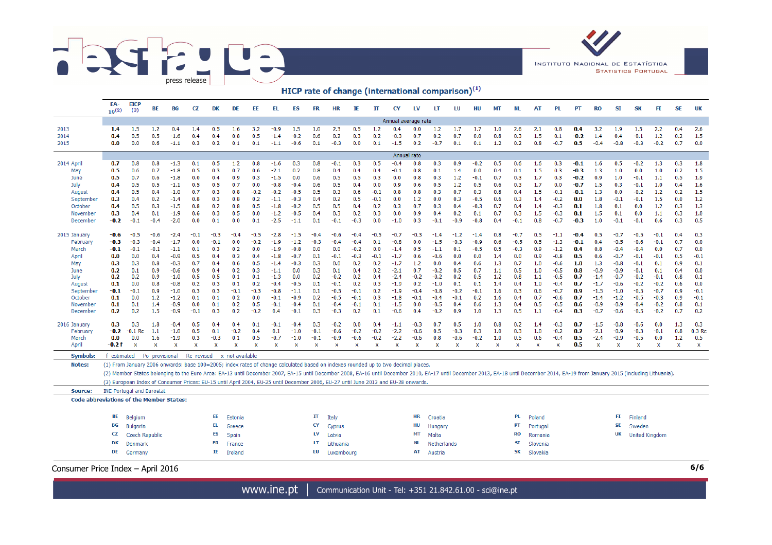## HICP rate of change (international comparison)[(1)]

| | EA-19[(2)] | EICP (3) | BE | BG | CZ | DK | DE | EE | EL | ES | FR | HR | IE | IT | CY | LV | LT | LU | HU | MT | NL | AT | PL | PT | RO | SI | SK | FI | SE | UK |
|---|---|---|---|---|---|---|---|---|---|---|---|---|---|---|---|---|---|---|---|---|---|---|---|---|---|---|---|---|---|---|
| | **Annual average rate** | | | | | | | | | | | | | | | | | | | | | | | | | | | | | |
| 2013 | **1.4** | 1.5 | 1.2 | 0.4 | 1.4 | 0.5 | 1.6 | 3.2 | -0.9 | 1.5 | 1.0 | 2.3 | 0.5 | 1.2 | 0.4 | 0.0 | 1.2 | 1.7 | 1.7 | 1.0 | 2.6 | 2.1 | 0.8 | **0.4** | 3.2 | 1.9 | 1.5 | 2.2 | 0.4 | 2.6 |
| 2014 | **0.4** | 0.5 | 0.5 | -1.6 | 0.4 | 0.4 | 0.8 | 0.5 | -1.4 | -0.2 | 0.6 | 0.2 | 0.3 | 0.2 | -0.3 | 0.7 | 0.2 | 0.7 | 0.0 | 0.8 | 0.3 | 1.5 | 0.1 | **-0.2** | 1.4 | 0.4 | -0.1 | 1.2 | 0.2 | 1.5 |
| 2015 | **0.0** | 0.0 | 0.6 | -1.1 | 0.3 | 0.2 | 0.1 | 0.1 | -1.1 | -0.6 | 0.1 | -0.3 | 0.0 | 0.1 | -1.5 | 0.2 | -0.7 | 0.1 | 0.1 | 1.2 | 0.2 | 0.8 | -0.7 | **0.5** | -0.4 | -0.8 | -0.3 | -0.2 | 0.7 | 0.0 |
| | **Annual rate** | | | | | | | | | | | | | | | | | | | | | | | | | | | | | |
| 2014 April | **0.7** | 0.8 | 0.8 | -1.3 | 0.1 | 0.5 | 1.2 | 0.8 | -1.6 | 0.3 | 0.8 | -0.1 | 0.3 | 0.5 | -0.4 | 0.8 | 0.3 | 0.9 | -0.2 | 0.5 | 0.6 | 1.6 | 0.3 | **-0.1** | 1.6 | 0.5 | -0.2 | 1.3 | 0.3 | 1.8 |
| May | **0.5** | 0.6 | 0.7 | -1.8 | 0.5 | 0.3 | 0.7 | 0.6 | -2.1 | 0.2 | 0.8 | 0.4 | 0.4 | 0.4 | -0.1 | 0.8 | 0.1 | 1.4 | 0.0 | 0.4 | 0.1 | 1.5 | 0.3 | **-0.3** | 1.3 | 1.0 | 0.0 | 1.0 | 0.2 | 1.5 |
| June | **0.5** | 0.7 | 0.6 | -1.8 | 0.0 | 0.4 | 0.9 | 0.3 | -1.5 | 0.0 | 0.6 | 0.5 | 0.5 | 0.3 | 0.0 | 0.8 | 0.3 | 1.2 | -0.1 | 0.7 | 0.3 | 1.7 | 0.3 | **-0.2** | 0.9 | 1.0 | -0.1 | 1.1 | 0.5 | 1.9 |
| July | **0.4** | 0.5 | 0.5 | -1.1 | 0.5 | 0.5 | 0.7 | 0.0 | -0.8 | -0.4 | 0.6 | 0.5 | 0.4 | 0.0 | 0.9 | 0.6 | 0.5 | 1.2 | 0.5 | 0.6 | 0.3 | 1.7 | 0.0 | **-0.7** | 1.5 | 0.3 | -0.1 | 1.0 | 0.4 | 1.6 |
| August | **0.4** | 0.5 | 0.4 | -1.0 | 0.7 | 0.3 | 0.8 | -0.2 | -0.2 | -0.5 | 0.5 | 0.3 | 0.6 | -0.1 | 0.8 | 0.8 | 0.3 | 0.7 | 0.3 | 0.8 | 0.4 | 1.5 | -0.1 | **-0.1** | 1.3 | 0.0 | -0.2 | 1.2 | 0.2 | 1.5 |
| September | **0.3** | 0.4 | 0.2 | -1.4 | 0.8 | 0.3 | 0.8 | 0.2 | -1.1 | -0.3 | 0.4 | 0.2 | 0.5 | -0.1 | 0.0 | 1.2 | 0.0 | 0.3 | -0.5 | 0.6 | 0.3 | 1.4 | -0.2 | **0.0** | 1.8 | -0.1 | -0.1 | 1.5 | 0.0 | 1.2 |
| October | **0.4** | 0.5 | 0.3 | -1.5 | 0.8 | 0.2 | 0.8 | 0.5 | -1.8 | -0.2 | 0.5 | 0.4 | 0.4 | 0.2 | 0.3 | 0.7 | 0.3 | 0.4 | -0.3 | 0.7 | 0.4 | 1.4 | -0.3 | **0.1** | 1.8 | 0.1 | 0.0 | 1.2 | 0.3 | 1.3 |
| November | **0.3** | 0.4 | 0.1 | -1.9 | 0.6 | 0.3 | 0.5 | 0.0 | -1.2 | -0.5 | 0.4 | 0.3 | 0.2 | 0.3 | 0.0 | 0.9 | 0.4 | 0.2 | 0.1 | 0.7 | 0.3 | 1.5 | -0.3 | **0.1** | 1.5 | 0.1 | 0.0 | 1.1 | 0.3 | 1.0 |
| December | **-0.2** | -0.1 | -0.4 | -2.0 | 0.0 | 0.1 | 0.0 | 0.1 | -2.5 | -1.1 | 0.1 | -0.1 | -0.3 | 0.0 | -1.0 | 0.3 | -0.1 | -0.9 | -0.8 | 0.4 | -0.1 | 0.8 | -0.7 | **-0.3** | 1.0 | -0.1 | -0.1 | 0.6 | 0.3 | 0.5 |
| 2015 January | **-0.6** | -0.5 | -0.6 | -2.4 | -0.1 | -0.3 | -0.4 | -0.5 | -2.8 | -1.5 | -0.4 | -0.6 | -0.4 | -0.5 | -0.7 | -0.3 | -1.4 | -1.2 | -1.4 | 0.8 | -0.7 | 0.5 | -1.1 | **-0.4** | 0.5 | -0.7 | -0.5 | -0.1 | 0.4 | 0.3 |
| February | **-0.3** | -0.3 | -0.4 | -1.7 | 0.0 | -0.1 | 0.0 | -0.2 | -1.9 | -1.2 | -0.3 | -0.4 | -0.4 | 0.1 | -0.8 | 0.0 | -1.5 | -0.3 | -0.9 | 0.6 | -0.5 | 0.5 | -1.3 | **-0.1** | 0.4 | -0.5 | -0.6 | -0.1 | 0.7 | 0.0 |
| March | **-0.1** | -0.1 | -0.1 | -1.1 | 0.1 | 0.3 | 0.2 | 0.0 | -1.9 | -0.8 | 0.0 | -0.2 | -0.2 | 0.0 | -1.4 | 0.5 | -1.1 | 0.1 | -0.5 | 0.5 | -0.3 | 0.9 | -1.2 | **0.4** | 0.8 | -0.4 | -0.4 | 0.0 | 0.7 | 0.0 |
| April | **0.0** | 0.0 | 0.4 | -0.9 | 0.5 | 0.4 | 0.3 | 0.4 | -1.8 | -0.7 | 0.1 | -0.1 | -0.3 | -0.1 | -1.7 | 0.6 | -0.6 | 0.0 | 0.0 | 1.4 | 0.0 | 0.9 | -0.8 | **0.5** | 0.6 | -0.7 | -0.1 | -0.1 | 0.5 | -0.1 |
| May | **0.3** | 0.3 | 0.8 | -0.3 | 0.7 | 0.4 | 0.6 | 0.5 | -1.4 | -0.3 | 0.3 | 0.0 | -0.2 | 0.2 | -1.7 | 1.2 | 0.0 | 0.4 | 0.6 | 1.3 | 0.7 | 1.0 | -0.6 | **1.0** | 1.3 | -0.8 | -0.1 | 0.1 | 0.9 | 0.1 |
| June | **0.2** | 0.1 | 0.9 | -0.6 | 0.9 | 0.4 | 0.2 | 0.3 | -1.1 | 0.0 | 0.3 | 0.1 | 0.4 | 0.2 | -2.1 | 0.7 | -0.2 | 0.5 | 0.7 | 1.1 | 0.5 | 1.0 | -0.5 | **0.8** | -0.9 | -0.9 | -0.1 | 0.1 | 0.4 | 0.0 |
| July | **0.2** | 0.2 | 0.9 | -1.0 | 0.5 | 0.5 | 0.1 | 0.1 | -1.3 | 0.0 | 0.2 | -0.2 | 0.2 | 0.4 | -2.4 | -0.2 | -0.2 | 0.2 | 0.5 | 1.2 | 0.8 | 1.1 | -0.5 | **0.7** | -1.4 | -0.7 | -0.2 | -0.1 | 0.8 | 0.1 |
| August | **0.1** | 0.0 | 0.8 | -0.8 | 0.2 | 0.3 | 0.1 | 0.2 | -0.4 | -0.5 | 0.1 | -0.1 | 0.2 | 0.3 | -1.9 | 0.2 | -1.0 | 0.1 | 0.1 | 1.4 | 0.4 | 1.0 | -0.4 | **0.7** | -1.7 | -0.6 | -0.2 | -0.2 | 0.6 | 0.0 |
| September | **-0.1** | -0.1 | 0.9 | -1.0 | 0.3 | 0.3 | -0.1 | -0.3 | -0.8 | -1.1 | 0.1 | -0.5 | -0.1 | 0.2 | -1.9 | -0.4 | -0.8 | -0.2 | -0.1 | 1.6 | 0.3 | 0.6 | -0.7 | **0.9** | -1.5 | -1.0 | -0.5 | -0.7 | 0.9 | -0.1 |
| October | **0.1** | 0.0 | 1.2 | -1.2 | 0.1 | 0.1 | 0.2 | 0.0 | -0.1 | -0.9 | 0.2 | -0.5 | -0.1 | 0.3 | -1.8 | -0.1 | -0.4 | -0.1 | 0.2 | 1.6 | 0.4 | 0.7 | -0.6 | **0.7** | -1.4 | -1.2 | -0.5 | -0.3 | 0.9 | -0.1 |
| November | **0.1** | 0.1 | 1.4 | -0.9 | 0.0 | 0.1 | 0.2 | 0.5 | -0.1 | -0.4 | 0.1 | -0.4 | -0.1 | 0.1 | -1.5 | 0.0 | -0.5 | 0.4 | 0.6 | 1.3 | 0.4 | 0.5 | -0.5 | **0.6** | -0.9 | -0.9 | -0.4 | -0.2 | 0.8 | 0.1 |
| December | **0.2** | 0.2 | 1.5 | -0.9 | -0.1 | 0.3 | 0.2 | -0.2 | 0.4 | -0.1 | 0.3 | -0.3 | 0.2 | 0.1 | -0.6 | 0.4 | -0.2 | 0.9 | 1.0 | 1.3 | 0.5 | 1.1 | -0.4 | **0.3** | -0.7 | -0.6 | -0.5 | -0.2 | 0.7 | 0.2 |
| 2016 January | **0.3** | 0.3 | 1.8 | -0.4 | 0.5 | 0.4 | 0.4 | 0.1 | -0.1 | -0.4 | 0.3 | -0.2 | 0.0 | 0.4 | -1.1 | -0.3 | 0.7 | 0.5 | 1.0 | 0.8 | 0.2 | 1.4 | -0.3 | **0.7** | -1.5 | -0.8 | -0.6 | 0.0 | 1.3 | 0.3 |
| February | **-0.2** | -0.1 Rc | 1.1 | -1.0 | 0.5 | 0.1 | -0.2 | 0.4 | 0.1 | -1.0 | -0.1 | -0.6 | -0.2 | -0.2 | -2.2 | -0.6 | 0.5 | -0.3 | 0.3 | 1.0 | 0.3 | 1.0 | -0.2 | **0.2** | -2.1 | -0.9 | -0.3 | -0.1 | 0.8 | 0.3 Rc |
| March | **0.0** | 0.0 | 1.6 | -1.9 | 0.3 | -0.3 | 0.1 | 0.5 | -0.7 | -1.0 | -0.1 | -0.9 | -0.6 | -0.2 | -2.2 | -0.6 | 0.8 | -0.6 | -0.2 | 1.0 | 0.5 | 0.6 | -0.4 | **0.5** | -2.4 | -0.9 | -0.5 | 0.0 | 1.2 | 0.5 |
| April | **-0.2 f** | x | x | x | x | x | x | x | x | x | x | x | x | x | x | x | x | x | x | x | x | x | x | **0.5** | x | x | x | x | x | x |

**Symbols:** f estimated Po provisional Rc revised x not available

**Notes:**
(1) From January 2006 onwards: base 100=2005; index rates of change calculated based on indexes rounded up to two decimal places.
(2) Member States belonging to the Euro Area: EA-13 until December 2007, EA-15 until December 2008, EA-16 until December 2010, EA-17 until December 2013, EA-18 until December 2014, EA-19 from January 2015 (including Lithuania).
(3) European Index of Consumer Prices: EU-15 until April 2004, EU-25 until December 2006, EU-27 until June 2013 and EU-28 onwards.

**Source:** INE-Portugal and Eurostat.

**Code abbreviations of the Member States:**

| | | | | | |
|---|---|---|---|---|---|
| BE Belgium | EE Estonia | IT Italy | HR Croatia | PL Poland | FI Finland |
| BG Bulgaria | EL Greece | CY Cyprus | HU Hungary | PT Portugal | SE Sweden |
| CZ Czech Republic | ES Spain | LV Latvia | MT Malta | RO Romania | UK United Kingdom |
| DK Denmark | FR France | LT Lithuania | NL Netherlands | SI Slovenia | |
| DE Germany | IE Ireland | LU Luxembourg | AT Austria | SK Slovakia | |